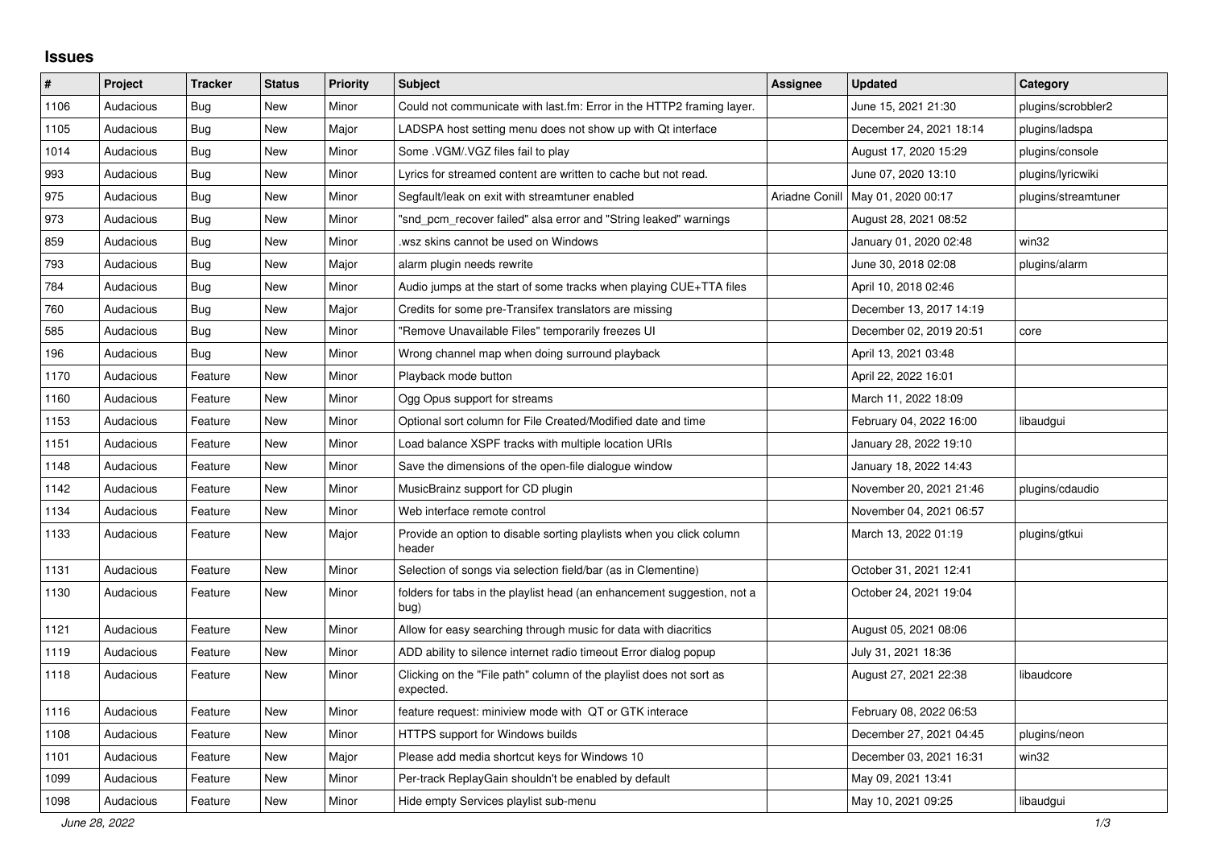# Issues

| # | Project | Tracker | Status | Priority | Subject | Assignee | Updated | Category |
|---|---|---|---|---|---|---|---|---|
| 1106 | Audacious | Bug | New | Minor | Could not communicate with last.fm: Error in the HTTP2 framing layer. | | June 15, 2021 21:30 | plugins/scrobbler2 |
| 1105 | Audacious | Bug | New | Major | LADSPA host setting menu does not show up with Qt interface | | December 24, 2021 18:14 | plugins/ladspa |
| 1014 | Audacious | Bug | New | Minor | Some .VGM/.VGZ files fail to play | | August 17, 2020 15:29 | plugins/console |
| 993 | Audacious | Bug | New | Minor | Lyrics for streamed content are written to cache but not read. | | June 07, 2020 13:10 | plugins/lyricwiki |
| 975 | Audacious | Bug | New | Minor | Segfault/leak on exit with streamtuner enabled | Ariadne Conill | May 01, 2020 00:17 | plugins/streamtuner |
| 973 | Audacious | Bug | New | Minor | "snd_pcm_recover failed" alsa error and "String leaked" warnings | | August 28, 2021 08:52 | |
| 859 | Audacious | Bug | New | Minor | .wsz skins cannot be used on Windows | | January 01, 2020 02:48 | win32 |
| 793 | Audacious | Bug | New | Major | alarm plugin needs rewrite | | June 30, 2018 02:08 | plugins/alarm |
| 784 | Audacious | Bug | New | Minor | Audio jumps at the start of some tracks when playing CUE+TTA files | | April 10, 2018 02:46 | |
| 760 | Audacious | Bug | New | Major | Credits for some pre-Transifex translators are missing | | December 13, 2017 14:19 | |
| 585 | Audacious | Bug | New | Minor | "Remove Unavailable Files" temporarily freezes UI | | December 02, 2019 20:51 | core |
| 196 | Audacious | Bug | New | Minor | Wrong channel map when doing surround playback | | April 13, 2021 03:48 | |
| 1170 | Audacious | Feature | New | Minor | Playback mode button | | April 22, 2022 16:01 | |
| 1160 | Audacious | Feature | New | Minor | Ogg Opus support for streams | | March 11, 2022 18:09 | |
| 1153 | Audacious | Feature | New | Minor | Optional sort column for File Created/Modified date and time | | February 04, 2022 16:00 | libaudgui |
| 1151 | Audacious | Feature | New | Minor | Load balance XSPF tracks with multiple location URIs | | January 28, 2022 19:10 | |
| 1148 | Audacious | Feature | New | Minor | Save the dimensions of the open-file dialogue window | | January 18, 2022 14:43 | |
| 1142 | Audacious | Feature | New | Minor | MusicBrainz support for CD plugin | | November 20, 2021 21:46 | plugins/cdaudio |
| 1134 | Audacious | Feature | New | Minor | Web interface remote control | | November 04, 2021 06:57 | |
| 1133 | Audacious | Feature | New | Major | Provide an option to disable sorting playlists when you click column header | | March 13, 2022 01:19 | plugins/gtkui |
| 1131 | Audacious | Feature | New | Minor | Selection of songs via selection field/bar (as in Clementine) | | October 31, 2021 12:41 | |
| 1130 | Audacious | Feature | New | Minor | folders for tabs in the playlist head (an enhancement suggestion, not a bug) | | October 24, 2021 19:04 | |
| 1121 | Audacious | Feature | New | Minor | Allow for easy searching through music for data with diacritics | | August 05, 2021 08:06 | |
| 1119 | Audacious | Feature | New | Minor | ADD ability to silence internet radio timeout Error dialog popup | | July 31, 2021 18:36 | |
| 1118 | Audacious | Feature | New | Minor | Clicking on the "File path" column of the playlist does not sort as expected. | | August 27, 2021 22:38 | libaudcore |
| 1116 | Audacious | Feature | New | Minor | feature request: miniview mode with QT or GTK interace | | February 08, 2022 06:53 | |
| 1108 | Audacious | Feature | New | Minor | HTTPS support for Windows builds | | December 27, 2021 04:45 | plugins/neon |
| 1101 | Audacious | Feature | New | Major | Please add media shortcut keys for Windows 10 | | December 03, 2021 16:31 | win32 |
| 1099 | Audacious | Feature | New | Minor | Per-track ReplayGain shouldn't be enabled by default | | May 09, 2021 13:41 | |
| 1098 | Audacious | Feature | New | Minor | Hide empty Services playlist sub-menu | | May 10, 2021 09:25 | libaudgui |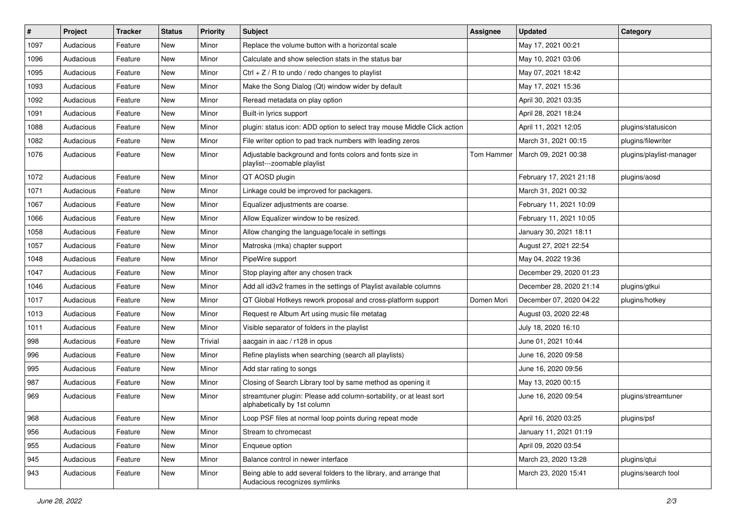| # | Project | Tracker | Status | Priority | Subject | Assignee | Updated | Category |
|---|---|---|---|---|---|---|---|---|
| 1097 | Audacious | Feature | New | Minor | Replace the volume button with a horizontal scale | | May 17, 2021 00:21 | |
| 1096 | Audacious | Feature | New | Minor | Calculate and show selection stats in the status bar | | May 10, 2021 03:06 | |
| 1095 | Audacious | Feature | New | Minor | Ctrl + Z / R to undo / redo changes to playlist | | May 07, 2021 18:42 | |
| 1093 | Audacious | Feature | New | Minor | Make the Song Dialog (Qt) window wider by default | | May 17, 2021 15:36 | |
| 1092 | Audacious | Feature | New | Minor | Reread metadata on play option | | April 30, 2021 03:35 | |
| 1091 | Audacious | Feature | New | Minor | Built-in lyrics support | | April 28, 2021 18:24 | |
| 1088 | Audacious | Feature | New | Minor | plugin: status icon: ADD option to select tray mouse Middle Click action | | April 11, 2021 12:05 | plugins/statusicon |
| 1082 | Audacious | Feature | New | Minor | File writer option to pad track numbers with leading zeros | | March 31, 2021 00:15 | plugins/filewriter |
| 1076 | Audacious | Feature | New | Minor | Adjustable background and fonts colors and fonts size in playlist---zoomable playlist | Tom Hammer | March 09, 2021 00:38 | plugins/playlist-manager |
| 1072 | Audacious | Feature | New | Minor | QT AOSD plugin | | February 17, 2021 21:18 | plugins/aosd |
| 1071 | Audacious | Feature | New | Minor | Linkage could be improved for packagers. | | March 31, 2021 00:32 | |
| 1067 | Audacious | Feature | New | Minor | Equalizer adjustments are coarse. | | February 11, 2021 10:09 | |
| 1066 | Audacious | Feature | New | Minor | Allow Equalizer window to be resized. | | February 11, 2021 10:05 | |
| 1058 | Audacious | Feature | New | Minor | Allow changing the language/locale in settings | | January 30, 2021 18:11 | |
| 1057 | Audacious | Feature | New | Minor | Matroska (mka) chapter support | | August 27, 2021 22:54 | |
| 1048 | Audacious | Feature | New | Minor | PipeWire support | | May 04, 2022 19:36 | |
| 1047 | Audacious | Feature | New | Minor | Stop playing after any chosen track | | December 29, 2020 01:23 | |
| 1046 | Audacious | Feature | New | Minor | Add all id3v2 frames in the settings of Playlist available columns | | December 28, 2020 21:14 | plugins/gtkui |
| 1017 | Audacious | Feature | New | Minor | QT Global Hotkeys rework proposal and cross-platform support | Domen Mori | December 07, 2020 04:22 | plugins/hotkey |
| 1013 | Audacious | Feature | New | Minor | Request re Album Art using music file metatag | | August 03, 2020 22:48 | |
| 1011 | Audacious | Feature | New | Minor | Visible separator of folders in the playlist | | July 18, 2020 16:10 | |
| 998 | Audacious | Feature | New | Trivial | aacgain in aac / r128 in opus | | June 01, 2021 10:44 | |
| 996 | Audacious | Feature | New | Minor | Refine playlists when searching (search all playlists) | | June 16, 2020 09:58 | |
| 995 | Audacious | Feature | New | Minor | Add star rating to songs | | June 16, 2020 09:56 | |
| 987 | Audacious | Feature | New | Minor | Closing of Search Library tool by same method as opening it | | May 13, 2020 00:15 | |
| 969 | Audacious | Feature | New | Minor | streamtuner plugin: Please add column-sortability, or at least sort alphabetically by 1st column | | June 16, 2020 09:54 | plugins/streamtuner |
| 968 | Audacious | Feature | New | Minor | Loop PSF files at normal loop points during repeat mode | | April 16, 2020 03:25 | plugins/psf |
| 956 | Audacious | Feature | New | Minor | Stream to chromecast | | January 11, 2021 01:19 | |
| 955 | Audacious | Feature | New | Minor | Enqueue option | | April 09, 2020 03:54 | |
| 945 | Audacious | Feature | New | Minor | Balance control in newer interface | | March 23, 2020 13:28 | plugins/qtui |
| 943 | Audacious | Feature | New | Minor | Being able to add several folders to the library, and arrange that Audacious recognizes symlinks | | March 23, 2020 15:41 | plugins/search tool |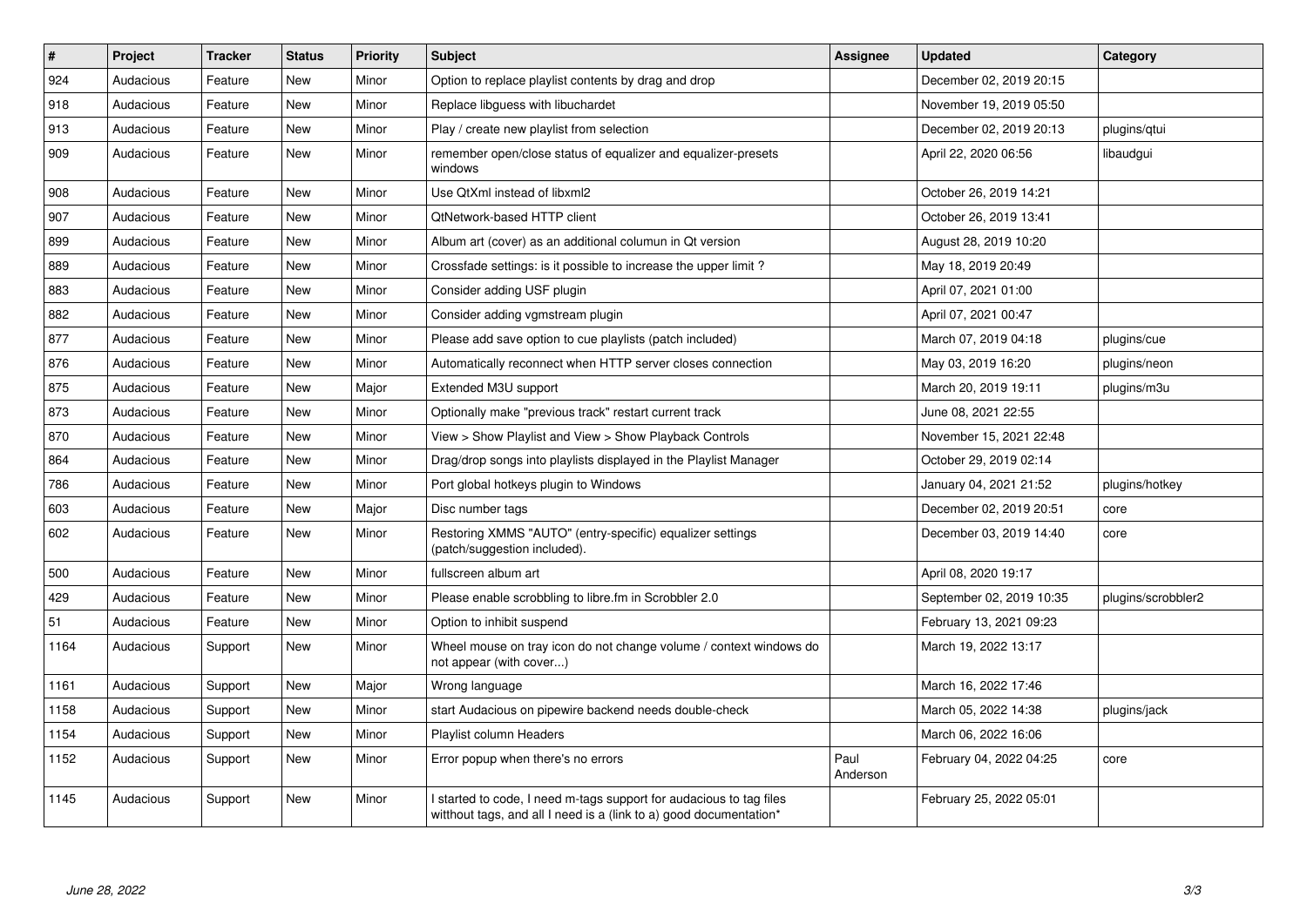| # | Project | Tracker | Status | Priority | Subject | Assignee | Updated | Category |
|---|---|---|---|---|---|---|---|---|
| 924 | Audacious | Feature | New | Minor | Option to replace playlist contents by drag and drop | | December 02, 2019 20:15 | |
| 918 | Audacious | Feature | New | Minor | Replace libguess with libuchardet | | November 19, 2019 05:50 | |
| 913 | Audacious | Feature | New | Minor | Play / create new playlist from selection | | December 02, 2019 20:13 | plugins/qtui |
| 909 | Audacious | Feature | New | Minor | remember open/close status of equalizer and equalizer-presets windows | | April 22, 2020 06:56 | libaudgui |
| 908 | Audacious | Feature | New | Minor | Use QtXml instead of libxml2 | | October 26, 2019 14:21 | |
| 907 | Audacious | Feature | New | Minor | QtNetwork-based HTTP client | | October 26, 2019 13:41 | |
| 899 | Audacious | Feature | New | Minor | Album art (cover) as an additional columun in Qt version | | August 28, 2019 10:20 | |
| 889 | Audacious | Feature | New | Minor | Crossfade settings: is it possible to increase the upper limit ? | | May 18, 2019 20:49 | |
| 883 | Audacious | Feature | New | Minor | Consider adding USF plugin | | April 07, 2021 01:00 | |
| 882 | Audacious | Feature | New | Minor | Consider adding vgmstream plugin | | April 07, 2021 00:47 | |
| 877 | Audacious | Feature | New | Minor | Please add save option to cue playlists (patch included) | | March 07, 2019 04:18 | plugins/cue |
| 876 | Audacious | Feature | New | Minor | Automatically reconnect when HTTP server closes connection | | May 03, 2019 16:20 | plugins/neon |
| 875 | Audacious | Feature | New | Major | Extended M3U support | | March 20, 2019 19:11 | plugins/m3u |
| 873 | Audacious | Feature | New | Minor | Optionally make "previous track" restart current track | | June 08, 2021 22:55 | |
| 870 | Audacious | Feature | New | Minor | View > Show Playlist and View > Show Playback Controls | | November 15, 2021 22:48 | |
| 864 | Audacious | Feature | New | Minor | Drag/drop songs into playlists displayed in the Playlist Manager | | October 29, 2019 02:14 | |
| 786 | Audacious | Feature | New | Minor | Port global hotkeys plugin to Windows | | January 04, 2021 21:52 | plugins/hotkey |
| 603 | Audacious | Feature | New | Major | Disc number tags | | December 02, 2019 20:51 | core |
| 602 | Audacious | Feature | New | Minor | Restoring XMMS "AUTO" (entry-specific) equalizer settings (patch/suggestion included). | | December 03, 2019 14:40 | core |
| 500 | Audacious | Feature | New | Minor | fullscreen album art | | April 08, 2020 19:17 | |
| 429 | Audacious | Feature | New | Minor | Please enable scrobbling to libre.fm in Scrobbler 2.0 | | September 02, 2019 10:35 | plugins/scrobbler2 |
| 51 | Audacious | Feature | New | Minor | Option to inhibit suspend | | February 13, 2021 09:23 | |
| 1164 | Audacious | Support | New | Minor | Wheel mouse on tray icon do not change volume / context windows do not appear (with cover...) | | March 19, 2022 13:17 | |
| 1161 | Audacious | Support | New | Major | Wrong language | | March 16, 2022 17:46 | |
| 1158 | Audacious | Support | New | Minor | start Audacious on pipewire backend needs double-check | | March 05, 2022 14:38 | plugins/jack |
| 1154 | Audacious | Support | New | Minor | Playlist column Headers | | March 06, 2022 16:06 | |
| 1152 | Audacious | Support | New | Minor | Error popup when there's no errors | Paul Anderson | February 04, 2022 04:25 | core |
| 1145 | Audacious | Support | New | Minor | I started to code, I need m-tags support for audacious to tag files witthout tags, and all I need is a (link to a) good documentation* | | February 25, 2022 05:01 | |

*June 28, 2022*